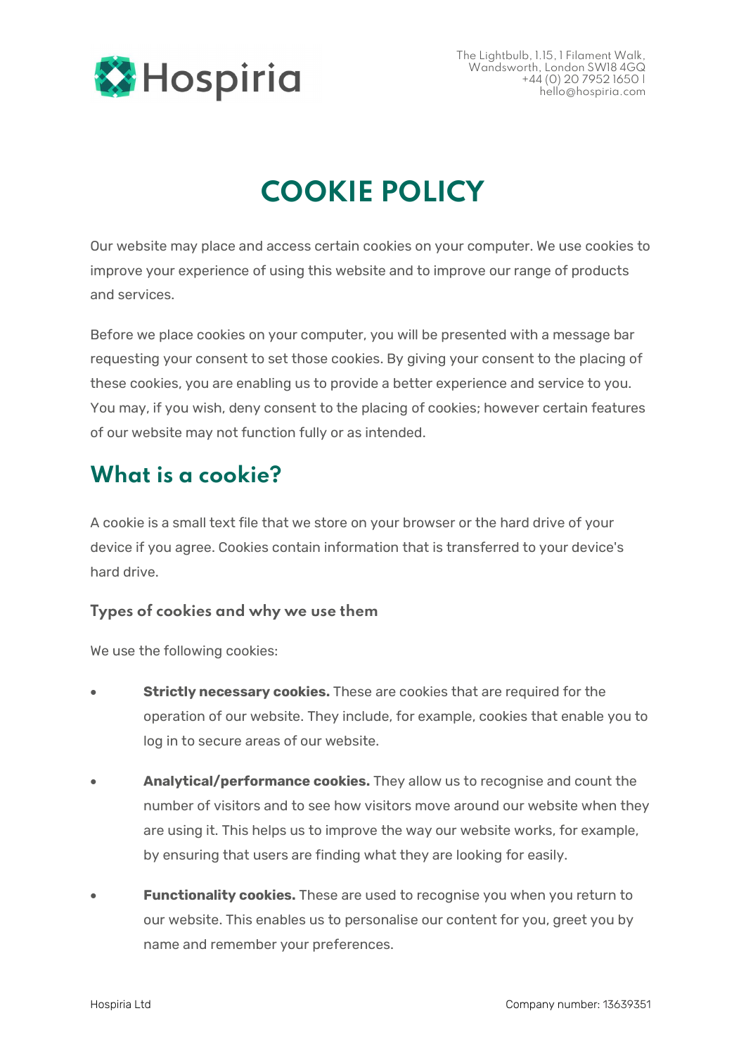Hospiria

The Lightbulb, 1.15, 1 Filament Walk, Wandsworth, London SW18 4GQ +44 (0) 20 7952 1650 | hello@hospiria.com

# COOKIE POLICY

Our website may place and access certain cookies on your computer. We use cookies to improve your experience of using this website and to improve our range of products and services.

Before we place cookies on your computer, you will be presented with a message bar requesting your consent to set those cookies. By giving your consent to the placing of these cookies, you are enabling us to provide a better experience and service to you. You may, if you wish, deny consent to the placing of cookies; however certain features of our website may not function fully or as intended.

## What is a cookie?

A cookie is a small text file that we store on your browser or the hard drive of your device if you agree. Cookies contain information that is transferred to your device's hard drive.

### Types of cookies and why we use them

We use the following cookies:

- **Strictly necessary cookies.** These are cookies that are required for the operation of our website. They include, for example, cookies that enable you to log in to secure areas of our website.
- **Analytical/performance cookies.** They allow us to recognise and count the number of visitors and to see how visitors move around our website when they are using it. This helps us to improve the way our website works, for example, by ensuring that users are finding what they are looking for easily.
- **Functionality cookies.** These are used to recognise you when you return to our website. This enables us to personalise our content for you, greet you by name and remember your preferences.

Hospiria Ltd

Company number: 13639351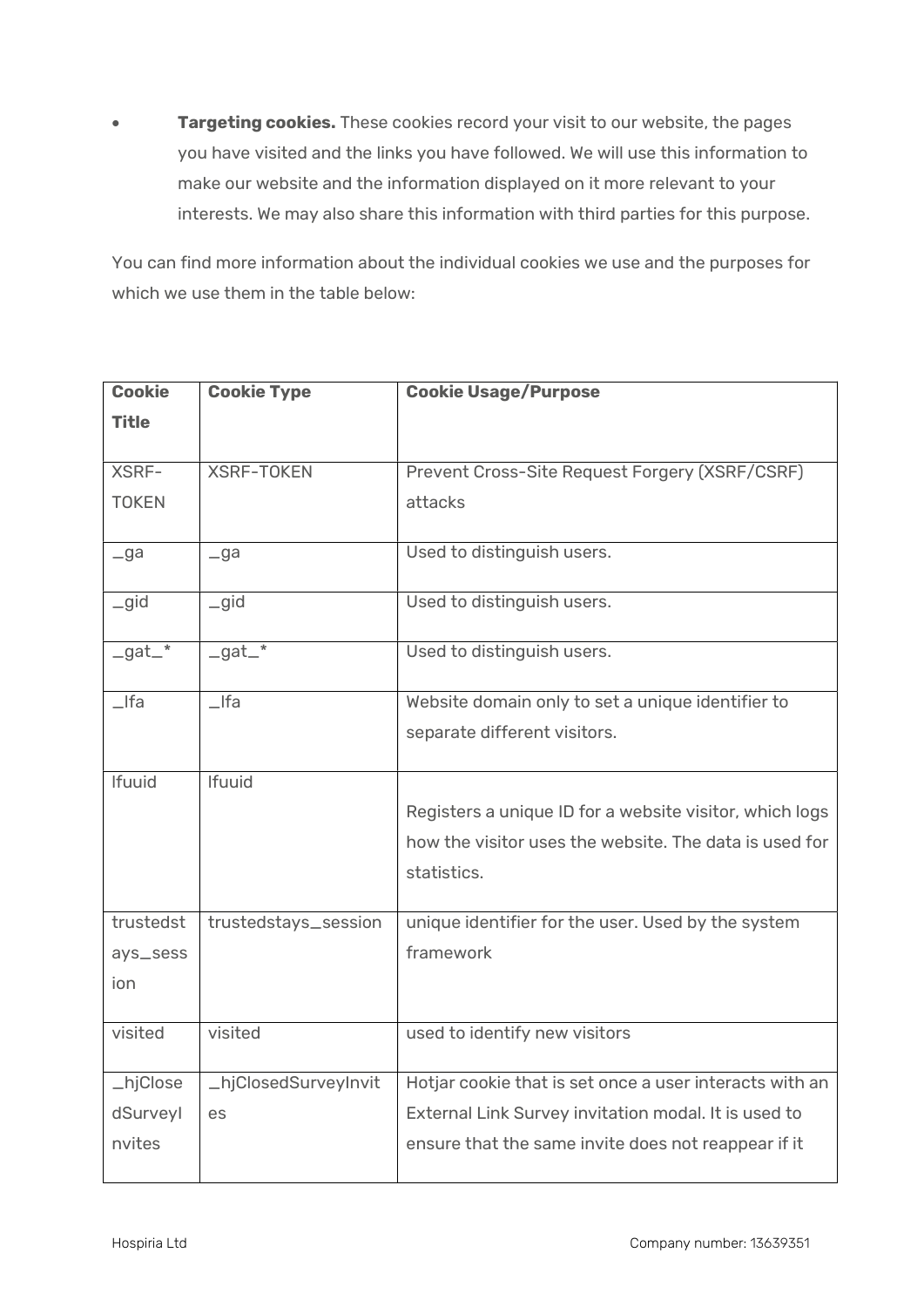- **Targeting cookies.** These cookies record your visit to our website, the pages you have visited and the links you have followed. We will use this information to make our website and the information displayed on it more relevant to your interests. We may also share this information with third parties for this purpose.

You can find more information about the individual cookies we use and the purposes for which we use them in the table below:

| Cookie Title | Cookie Type | Cookie Usage/Purpose |
|---|---|---|
| XSRF-TOKEN | XSRF-TOKEN | Prevent Cross-Site Request Forgery (XSRF/CSRF) attacks |
| _ga | _ga | Used to distinguish users. |
| _gid | _gid | Used to distinguish users. |
| _gat_* | _gat_* | Used to distinguish users. |
| _lfa | _lfa | Website domain only to set a unique identifier to separate different visitors. |
| lfuuid | lfuuid | Registers a unique ID for a website visitor, which logs how the visitor uses the website. The data is used for statistics. |
| trustedstays_session | trustedstays_session | unique identifier for the user. Used by the system framework |
| visited | visited | used to identify new visitors |
| _hjClosedSurveyInvites | _hjClosedSurveyInvites | Hotjar cookie that is set once a user interacts with an External Link Survey invitation modal. It is used to ensure that the same invite does not reappear if it |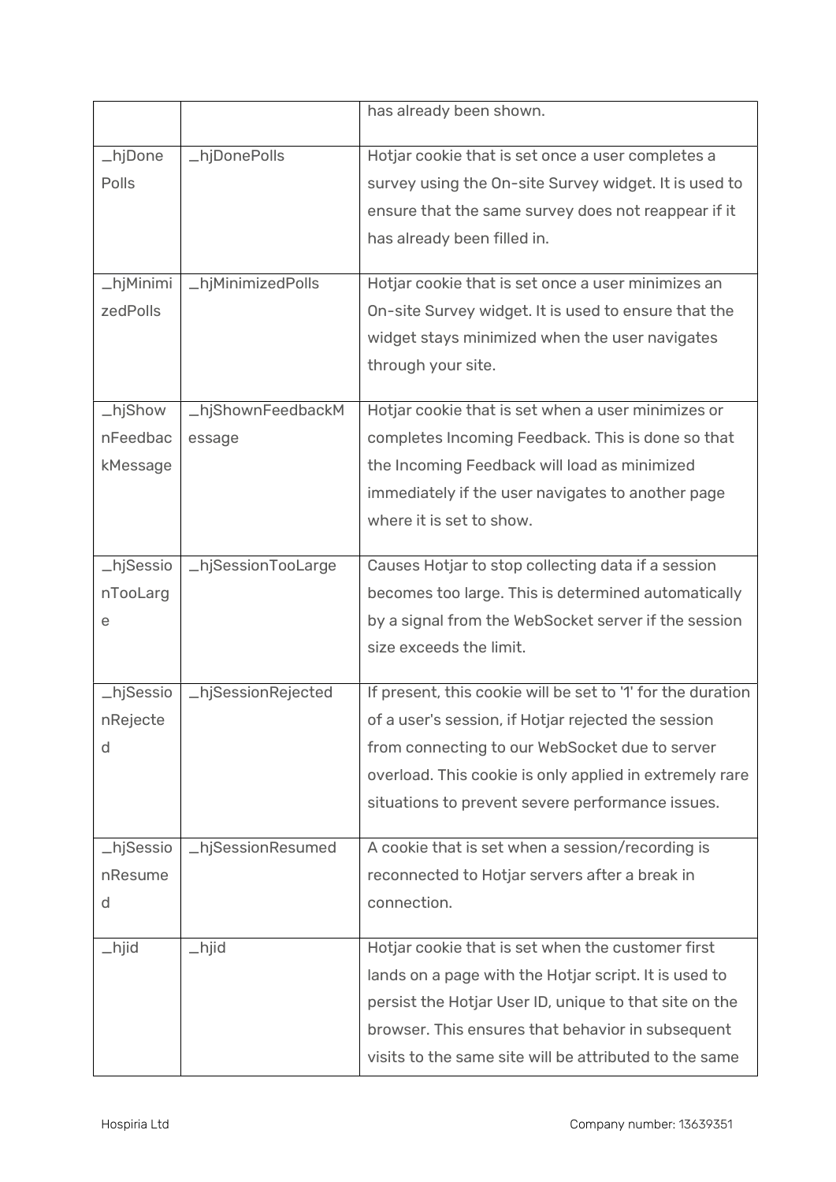| | | |
|---|---|---|
| | | has already been shown. |
| _hjDonePolls | _hjDonePolls | Hotjar cookie that is set once a user completes a survey using the On-site Survey widget. It is used to ensure that the same survey does not reappear if it has already been filled in. |
| _hjMinimizedPolls | _hjMinimizedPolls | Hotjar cookie that is set once a user minimizes an On-site Survey widget. It is used to ensure that the widget stays minimized when the user navigates through your site. |
| _hjShownFeedbackMessage | _hjShownFeedbackMessage | Hotjar cookie that is set when a user minimizes or completes Incoming Feedback. This is done so that the Incoming Feedback will load as minimized immediately if the user navigates to another page where it is set to show. |
| _hjSessionTooLarge | _hjSessionTooLarge | Causes Hotjar to stop collecting data if a session becomes too large. This is determined automatically by a signal from the WebSocket server if the session size exceeds the limit. |
| _hjSessionRejected | _hjSessionRejected | If present, this cookie will be set to '1' for the duration of a user's session, if Hotjar rejected the session from connecting to our WebSocket due to server overload. This cookie is only applied in extremely rare situations to prevent severe performance issues. |
| _hjSessionResumed | _hjSessionResumed | A cookie that is set when a session/recording is reconnected to Hotjar servers after a break in connection. |
| _hjid | _hjid | Hotjar cookie that is set when the customer first lands on a page with the Hotjar script. It is used to persist the Hotjar User ID, unique to that site on the browser. This ensures that behavior in subsequent visits to the same site will be attributed to the same |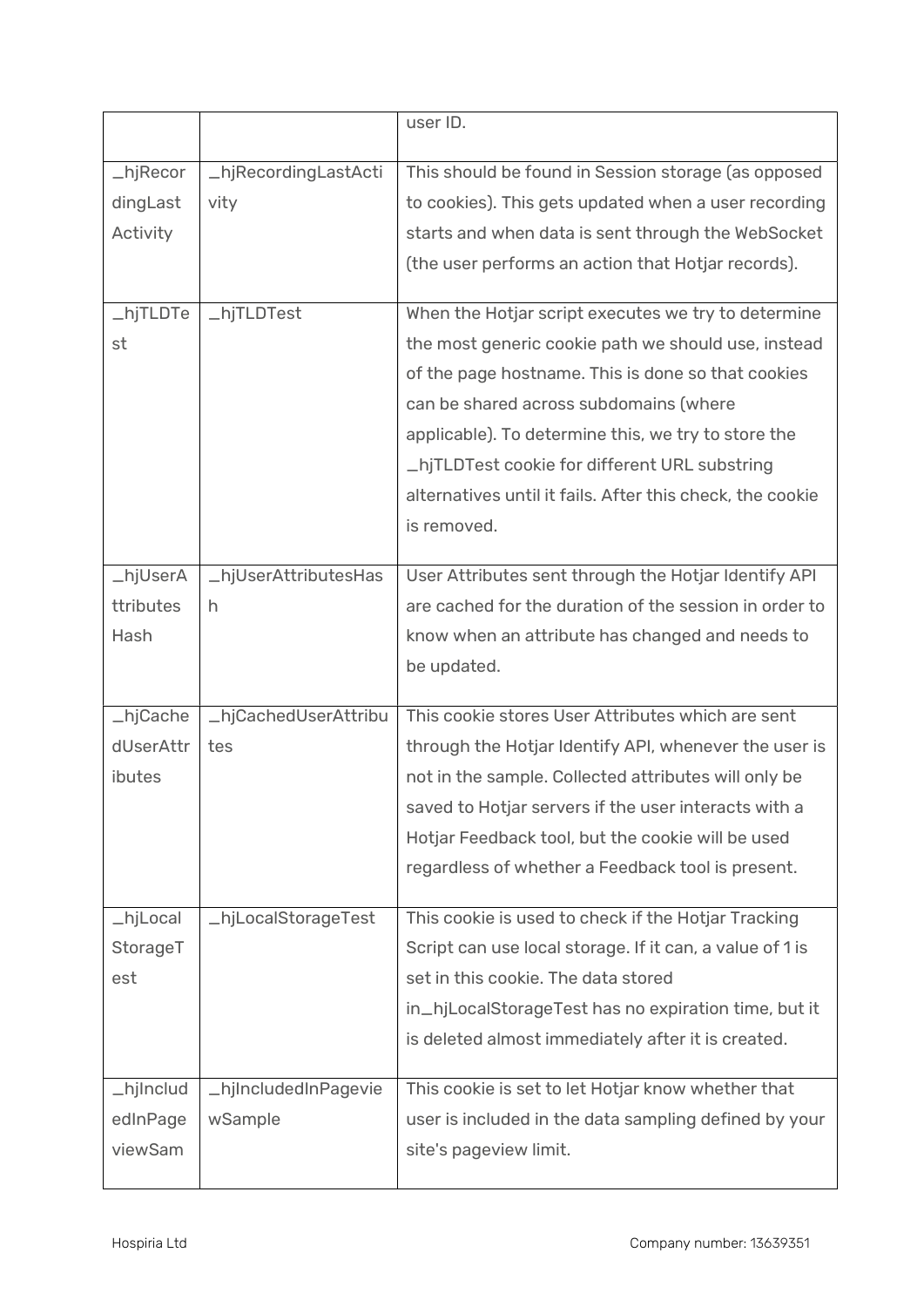| | | |
|---|---|---|
| | | user ID. |
| _hjRecordingLastActivity | _hjRecordingLastActivity | This should be found in Session storage (as opposed to cookies). This gets updated when a user recording starts and when data is sent through the WebSocket (the user performs an action that Hotjar records). |
| _hjTLDTest | _hjTLDTest | When the Hotjar script executes we try to determine the most generic cookie path we should use, instead of the page hostname. This is done so that cookies can be shared across subdomains (where applicable). To determine this, we try to store the _hjTLDTest cookie for different URL substring alternatives until it fails. After this check, the cookie is removed. |
| _hjUserAttributesHash | _hjUserAttributesHash | User Attributes sent through the Hotjar Identify API are cached for the duration of the session in order to know when an attribute has changed and needs to be updated. |
| _hjCachedUserAttributes | _hjCachedUserAttributes | This cookie stores User Attributes which are sent through the Hotjar Identify API, whenever the user is not in the sample. Collected attributes will only be saved to Hotjar servers if the user interacts with a Hotjar Feedback tool, but the cookie will be used regardless of whether a Feedback tool is present. |
| _hjLocalStorageTest | _hjLocalStorageTest | This cookie is used to check if the Hotjar Tracking Script can use local storage. If it can, a value of 1 is set in this cookie. The data stored in_hjLocalStorageTest has no expiration time, but it is deleted almost immediately after it is created. |
| _hjIncludedInPageviewSam | _hjIncludedInPageviewSample | This cookie is set to let Hotjar know whether that user is included in the data sampling defined by your site's pageview limit. |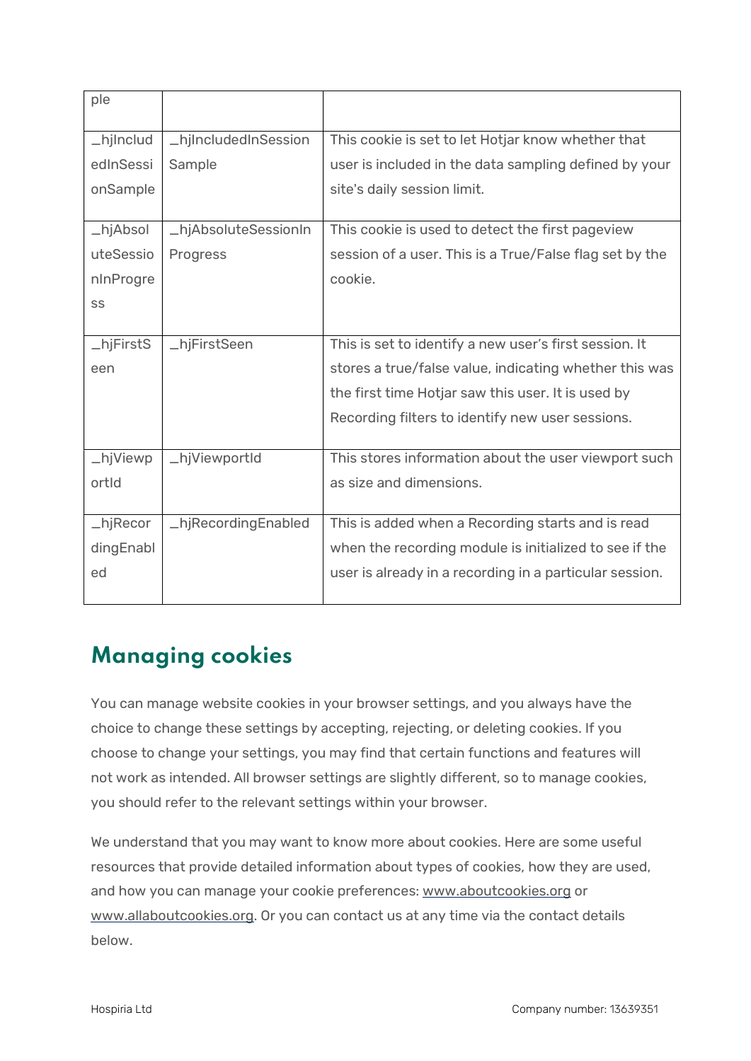| ple | | |
|---|---|---|
| _hjIncludedInSessionSample | _hjIncludedInSessionSample | This cookie is set to let Hotjar know whether that user is included in the data sampling defined by your site's daily session limit. |
| _hjAbsoluteSessionInProgress | _hjAbsoluteSessionInProgress | This cookie is used to detect the first pageview session of a user. This is a True/False flag set by the cookie. |
| _hjFirstSeen | _hjFirstSeen | This is set to identify a new user's first session. It stores a true/false value, indicating whether this was the first time Hotjar saw this user. It is used by Recording filters to identify new user sessions. |
| _hjViewportId | _hjViewportId | This stores information about the user viewport such as size and dimensions. |
| _hjRecordingEnabled | _hjRecordingEnabled | This is added when a Recording starts and is read when the recording module is initialized to see if the user is already in a recording in a particular session. |

## Managing cookies

You can manage website cookies in your browser settings, and you always have the choice to change these settings by accepting, rejecting, or deleting cookies. If you choose to change your settings, you may find that certain functions and features will not work as intended. All browser settings are slightly different, so to manage cookies, you should refer to the relevant settings within your browser.

We understand that you may want to know more about cookies. Here are some useful resources that provide detailed information about types of cookies, how they are used, and how you can manage your cookie preferences: www.aboutcookies.org or www.allaboutcookies.org. Or you can contact us at any time via the contact details below.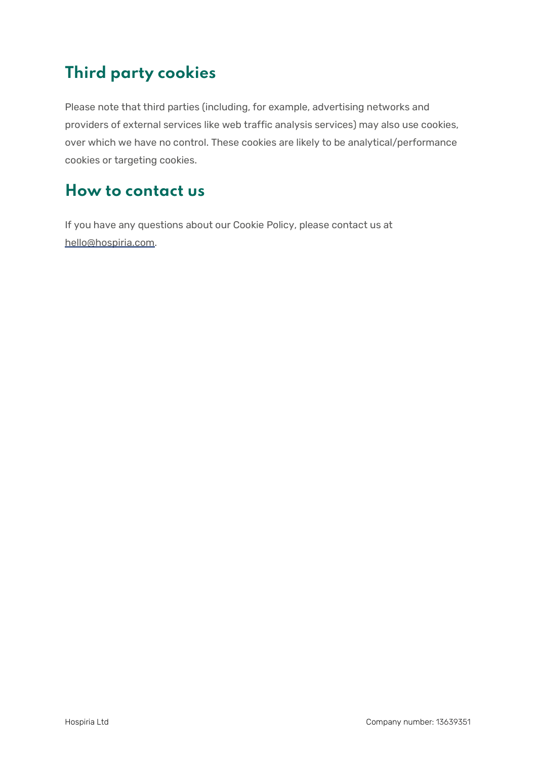## Third party cookies

Please note that third parties (including, for example, advertising networks and providers of external services like web traffic analysis services) may also use cookies, over which we have no control. These cookies are likely to be analytical/performance cookies or targeting cookies.

## How to contact us

If you have any questions about our Cookie Policy, please contact us at hello@hospiria.com.